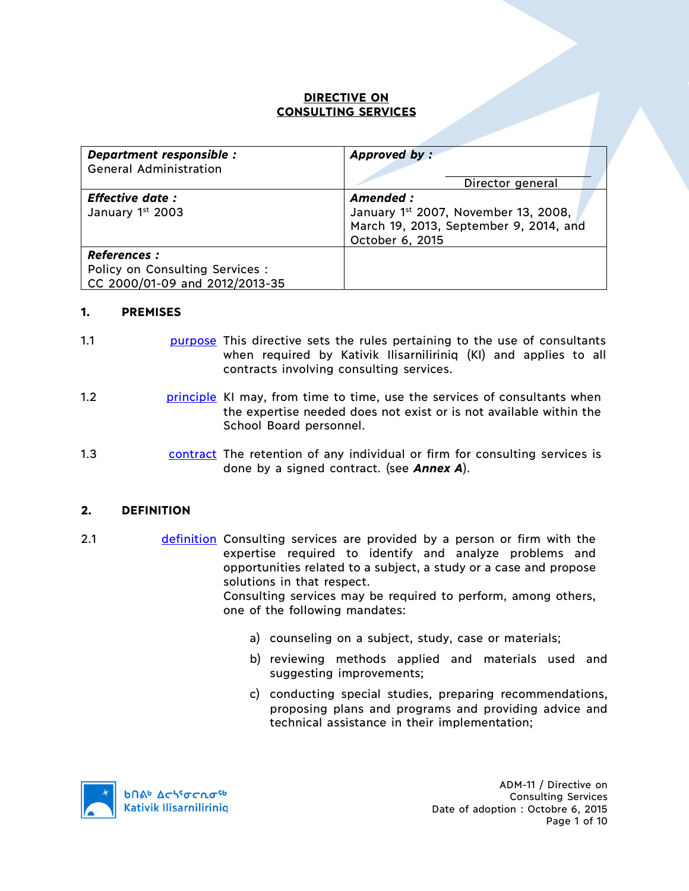# DIRECTIVE ON CONSULTING SERVICES

| ***Department responsible :*** General Administration | ***Approved by :*** Director general |
|---|---|
| ***Effective date :*** January 1st 2003 | ***Amended :*** January 1st 2007, November 13, 2008, March 19, 2013, September 9, 2014, and October 6, 2015 |
| ***References :*** Policy on Consulting Services : CC 2000/01-09 and 2012/2013-35 | |

## 1. PREMISES

1.1 purpose — This directive sets the rules pertaining to the use of consultants when required by Kativik Ilisarniliriniq (KI) and applies to all contracts involving consulting services.

1.2 principle — KI may, from time to time, use the services of consultants when the expertise needed does not exist or is not available within the School Board personnel.

1.3 contract — The retention of any individual or firm for consulting services is done by a signed contract. (see ***Annex A***).

## 2. DEFINITION

2.1 definition — Consulting services are provided by a person or firm with the expertise required to identify and analyze problems and opportunities related to a subject, a study or a case and propose solutions in that respect.
Consulting services may be required to perform, among others, one of the following mandates:

a) counseling on a subject, study, case or materials;

b) reviewing methods applied and materials used and suggesting improvements;

c) conducting special studies, preparing recommendations, proposing plans and programs and providing advice and technical assistance in their implementation;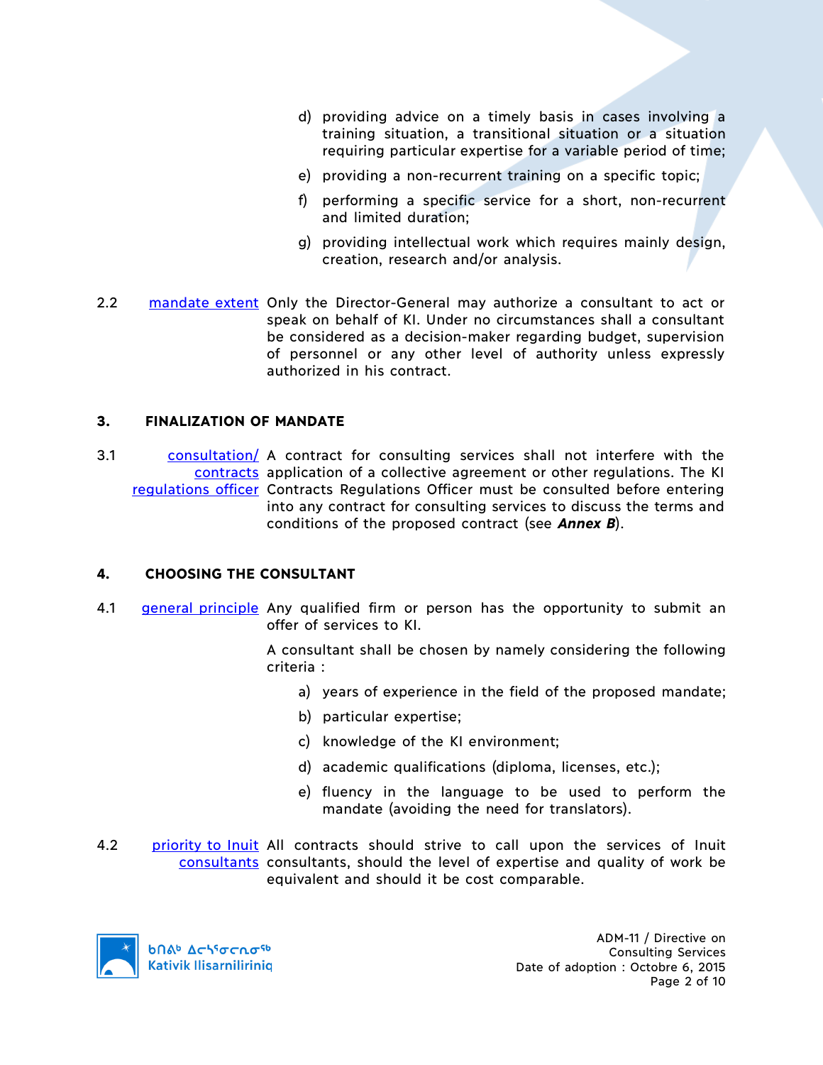d) providing advice on a timely basis in cases involving a training situation, a transitional situation or a situation requiring particular expertise for a variable period of time;

e) providing a non-recurrent training on a specific topic;

f) performing a specific service for a short, non-recurrent and limited duration;

g) providing intellectual work which requires mainly design, creation, research and/or analysis.

2.2 mandate extent — Only the Director-General may authorize a consultant to act or speak on behalf of KI. Under no circumstances shall a consultant be considered as a decision-maker regarding budget, supervision of personnel or any other level of authority unless expressly authorized in his contract.

## 3. FINALIZATION OF MANDATE

3.1 consultation/ contracts regulations officer — A contract for consulting services shall not interfere with the application of a collective agreement or other regulations. The KI Contracts Regulations Officer must be consulted before entering into any contract for consulting services to discuss the terms and conditions of the proposed contract (see ***Annex B***).

## 4. CHOOSING THE CONSULTANT

4.1 general principle — Any qualified firm or person has the opportunity to submit an offer of services to KI.

A consultant shall be chosen by namely considering the following criteria :

a) years of experience in the field of the proposed mandate;

b) particular expertise;

c) knowledge of the KI environment;

d) academic qualifications (diploma, licenses, etc.);

e) fluency in the language to be used to perform the mandate (avoiding the need for translators).

4.2 priority to Inuit consultants — All contracts should strive to call upon the services of Inuit consultants, should the level of expertise and quality of work be equivalent and should it be cost comparable.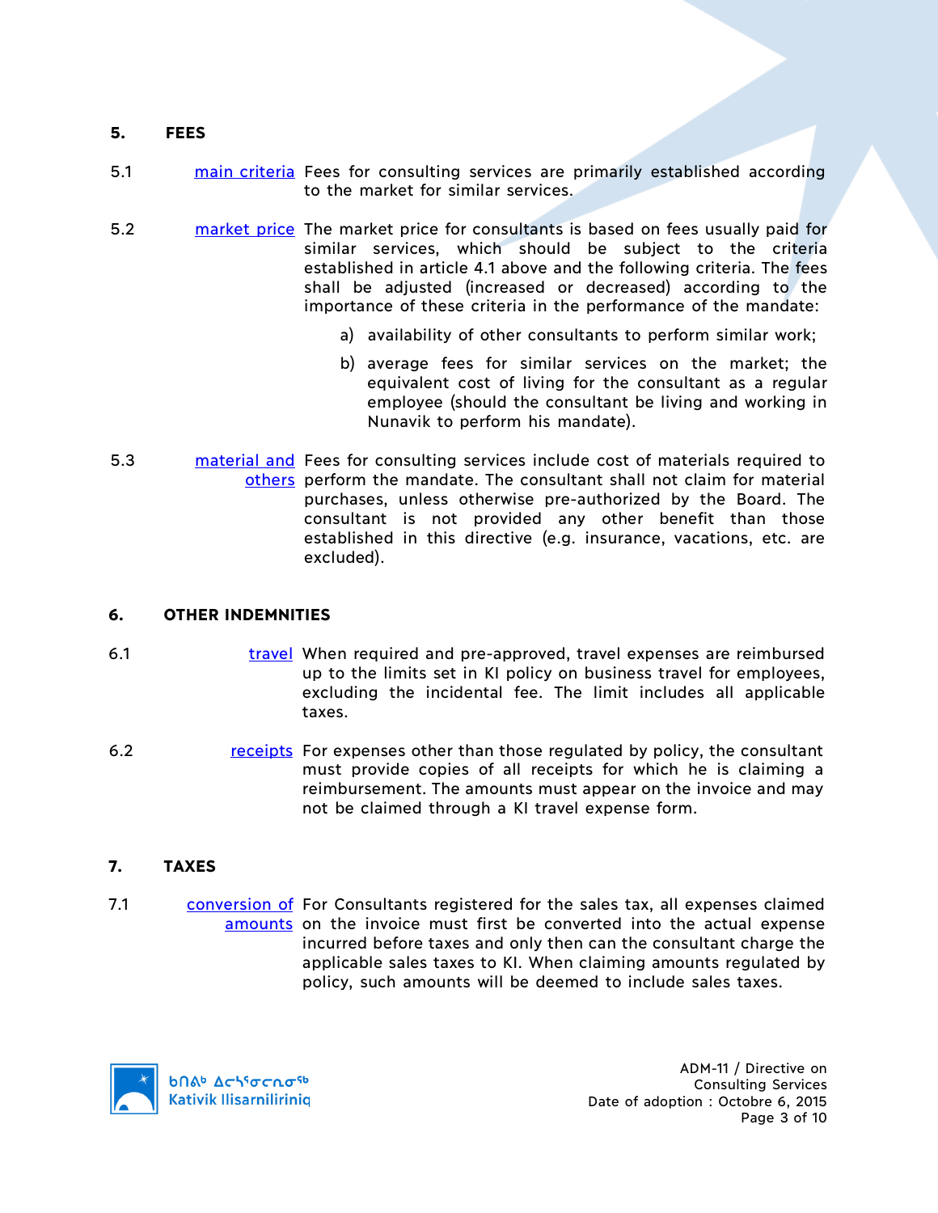## 5. FEES

5.1 **main criteria** Fees for consulting services are primarily established according to the market for similar services.

5.2 **market price** The market price for consultants is based on fees usually paid for similar services, which should be subject to the criteria established in article 4.1 above and the following criteria. The fees shall be adjusted (increased or decreased) according to the importance of these criteria in the performance of the mandate:

a) availability of other consultants to perform similar work;

b) average fees for similar services on the market; the equivalent cost of living for the consultant as a regular employee (should the consultant be living and working in Nunavik to perform his mandate).

5.3 **material and others** Fees for consulting services include cost of materials required to perform the mandate. The consultant shall not claim for material purchases, unless otherwise pre-authorized by the Board. The consultant is not provided any other benefit than those established in this directive (e.g. insurance, vacations, etc. are excluded).

## 6. OTHER INDEMNITIES

6.1 **travel** When required and pre-approved, travel expenses are reimbursed up to the limits set in KI policy on business travel for employees, excluding the incidental fee. The limit includes all applicable taxes.

6.2 **receipts** For expenses other than those regulated by policy, the consultant must provide copies of all receipts for which he is claiming a reimbursement. The amounts must appear on the invoice and may not be claimed through a KI travel expense form.

## 7. TAXES

7.1 **conversion of amounts** For Consultants registered for the sales tax, all expenses claimed on the invoice must first be converted into the actual expense incurred before taxes and only then can the consultant charge the applicable sales taxes to KI. When claiming amounts regulated by policy, such amounts will be deemed to include sales taxes.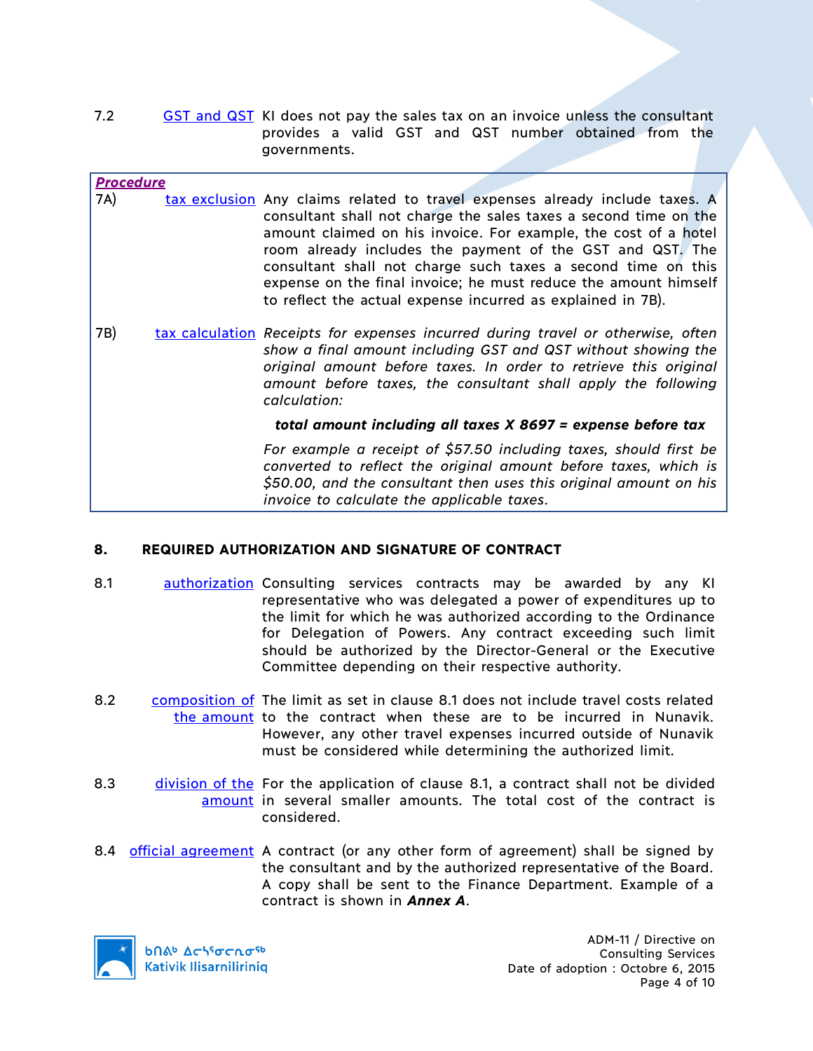7.2 GST and QST KI does not pay the sales tax on an invoice unless the consultant provides a valid GST and QST number obtained from the governments.

***Procedure***

7A) tax exclusion Any claims related to travel expenses already include taxes. A consultant shall not charge the sales taxes a second time on the amount claimed on his invoice. For example, the cost of a hotel room already includes the payment of the GST and QST. The consultant shall not charge such taxes a second time on this expense on the final invoice; he must reduce the amount himself to reflect the actual expense incurred as explained in 7B).

7B) tax calculation *Receipts for expenses incurred during travel or otherwise, often show a final amount including GST and QST without showing the original amount before taxes. In order to retrieve this original amount before taxes, the consultant shall apply the following calculation:*

***total amount including all taxes X 8697 = expense before tax***

*For example a receipt of $57.50 including taxes, should first be converted to reflect the original amount before taxes, which is $50.00, and the consultant then uses this original amount on his invoice to calculate the applicable taxes.*

## 8. REQUIRED AUTHORIZATION AND SIGNATURE OF CONTRACT

8.1 authorization Consulting services contracts may be awarded by any KI representative who was delegated a power of expenditures up to the limit for which he was authorized according to the Ordinance for Delegation of Powers. Any contract exceeding such limit should be authorized by the Director-General or the Executive Committee depending on their respective authority.

8.2 composition of the amount The limit as set in clause 8.1 does not include travel costs related to the contract when these are to be incurred in Nunavik. However, any other travel expenses incurred outside of Nunavik must be considered while determining the authorized limit.

8.3 division of the amount For the application of clause 8.1, a contract shall not be divided in several smaller amounts. The total cost of the contract is considered.

8.4 official agreement A contract (or any other form of agreement) shall be signed by the consultant and by the authorized representative of the Board. A copy shall be sent to the Finance Department. Example of a contract is shown in ***Annex A***.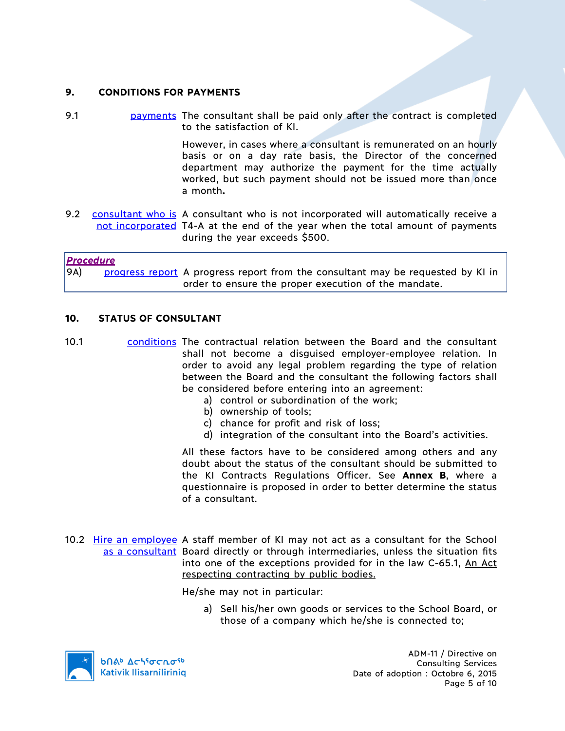## 9. CONDITIONS FOR PAYMENTS

9.1 payments The consultant shall be paid only after the contract is completed to the satisfaction of KI.

However, in cases where a consultant is remunerated on an hourly basis or on a day rate basis, the Director of the concerned department may authorize the payment for the time actually worked, but such payment should not be issued more than once a month**.**

9.2 consultant who is not incorporated A consultant who is not incorporated will automatically receive a T4-A at the end of the year when the total amount of payments during the year exceeds $500.

***Procedure***

9A) progress report A progress report from the consultant may be requested by KI in order to ensure the proper execution of the mandate.

## 10. STATUS OF CONSULTANT

10.1 conditions The contractual relation between the Board and the consultant shall not become a disguised employer-employee relation. In order to avoid any legal problem regarding the type of relation between the Board and the consultant the following factors shall be considered before entering into an agreement:

a) control or subordination of the work;
b) ownership of tools;
c) chance for profit and risk of loss;
d) integration of the consultant into the Board's activities.

All these factors have to be considered among others and any doubt about the status of the consultant should be submitted to the KI Contracts Regulations Officer. See **Annex B**, where a questionnaire is proposed in order to better determine the status of a consultant.

10.2 Hire an employee as a consultant A staff member of KI may not act as a consultant for the School Board directly or through intermediaries, unless the situation fits into one of the exceptions provided for in the law C-65.1, An Act respecting contracting by public bodies.

He/she may not in particular:

a) Sell his/her own goods or services to the School Board, or those of a company which he/she is connected to;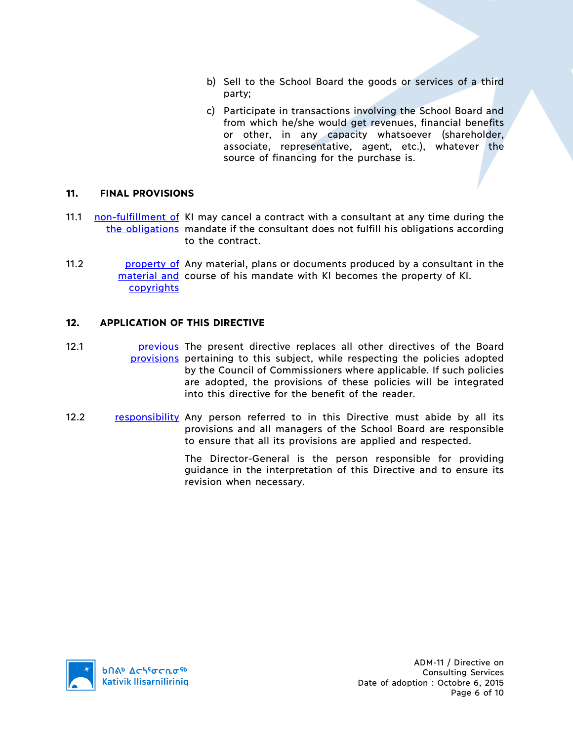b) Sell to the School Board the goods or services of a third party;

c) Participate in transactions involving the School Board and from which he/she would get revenues, financial benefits or other, in any capacity whatsoever (shareholder, associate, representative, agent, etc.), whatever the source of financing for the purchase is.

## 11. FINAL PROVISIONS

11.1 non-fulfillment of the obligations — KI may cancel a contract with a consultant at any time during the mandate if the consultant does not fulfill his obligations according to the contract.

11.2 property of material and copyrights — Any material, plans or documents produced by a consultant in the course of his mandate with KI becomes the property of KI.

## 12. APPLICATION OF THIS DIRECTIVE

12.1 previous provisions — The present directive replaces all other directives of the Board pertaining to this subject, while respecting the policies adopted by the Council of Commissioners where applicable. If such policies are adopted, the provisions of these policies will be integrated into this directive for the benefit of the reader.

12.2 responsibility — Any person referred to in this Directive must abide by all its provisions and all managers of the School Board are responsible to ensure that all its provisions are applied and respected.

The Director-General is the person responsible for providing guidance in the interpretation of this Directive and to ensure its revision when necessary.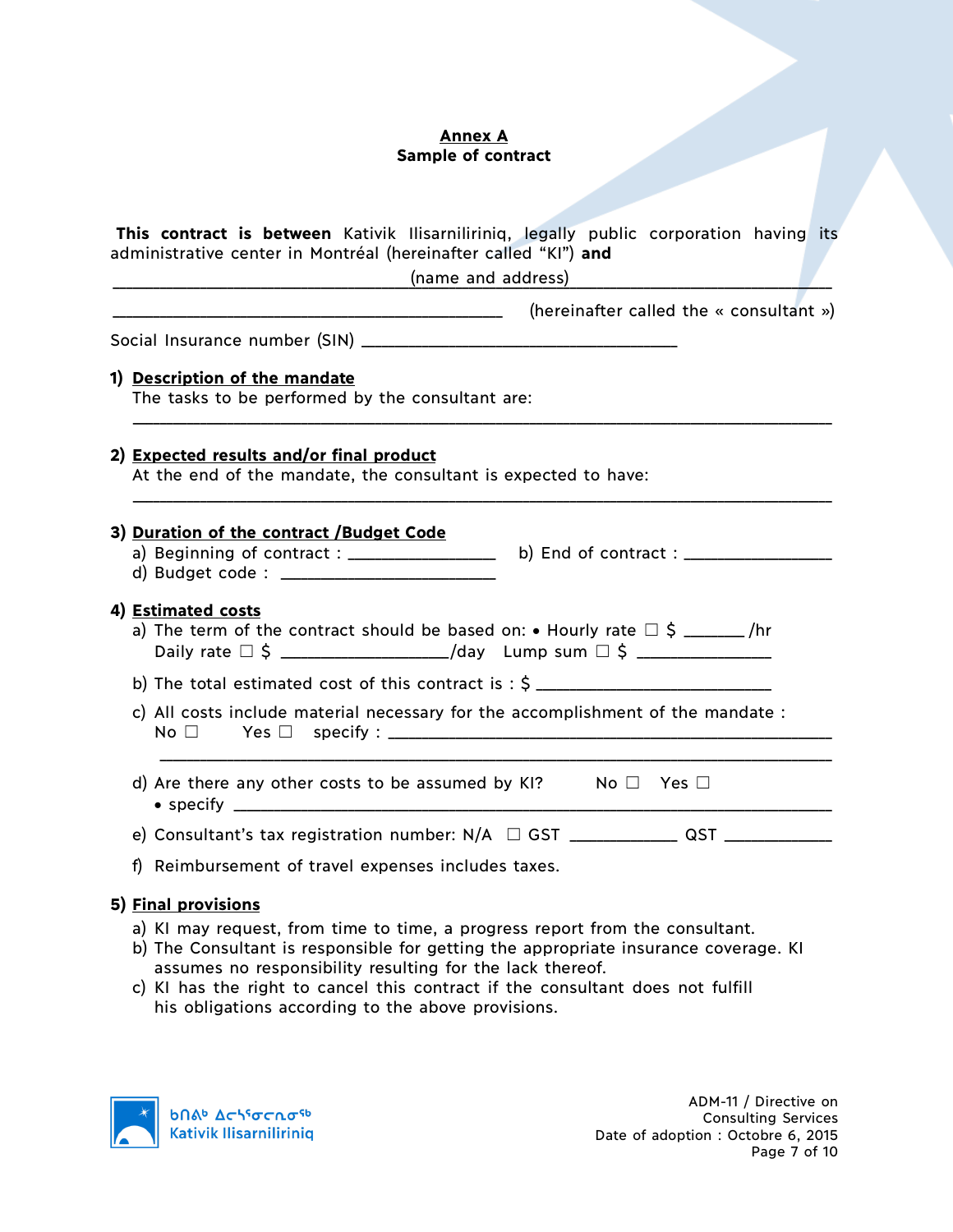**Annex A**
**Sample of contract**

**This contract is between** Kativik Ilisarniliriniq, legally public corporation having its administrative center in Montréal (hereinafter called "KI") **and**

_______________________________ (name and address) _______________________________

_______________________________________ (hereinafter called the « consultant »)

Social Insurance number (SIN) ________________________________

**1) Description of the mandate**

The tasks to be performed by the consultant are:

______________________________________________________________________

**2) Expected results and/or final product**

At the end of the mandate, the consultant is expected to have:

______________________________________________________________________

**3) Duration of the contract /Budget Code**

a) Beginning of contract : _______________ b) End of contract : _______________

d) Budget code : ______________________

**4) Estimated costs**

a) The term of the contract should be based on: • Hourly rate ☐ $ ______ /hr
Daily rate ☐ $ _________________/day Lump sum ☐ $ ______________

b) The total estimated cost of this contract is : $ ________________________

c) All costs include material necessary for the accomplishment of the mandate :
No ☐ Yes ☐ specify : ____________________________________________
______________________________________________________________________

d) Are there any other costs to be assumed by KI? No ☐ Yes ☐
• specify ____________________________________________________________

e) Consultant's tax registration number: N/A ☐ GST ___________ QST ___________

f) Reimbursement of travel expenses includes taxes.

**5) Final provisions**

a) KI may request, from time to time, a progress report from the consultant.
b) The Consultant is responsible for getting the appropriate insurance coverage. KI assumes no responsibility resulting for the lack thereof.
c) KI has the right to cancel this contract if the consultant does not fulfill his obligations according to the above provisions.

ᑲᑎᕝᕕᒃ ᐃᓕᓐᓯᐅᕆᓂᖅ
Kativik Ilisarniliriniq

ADM-11 / Directive on Consulting Services
Date of adoption : Octobre 6, 2015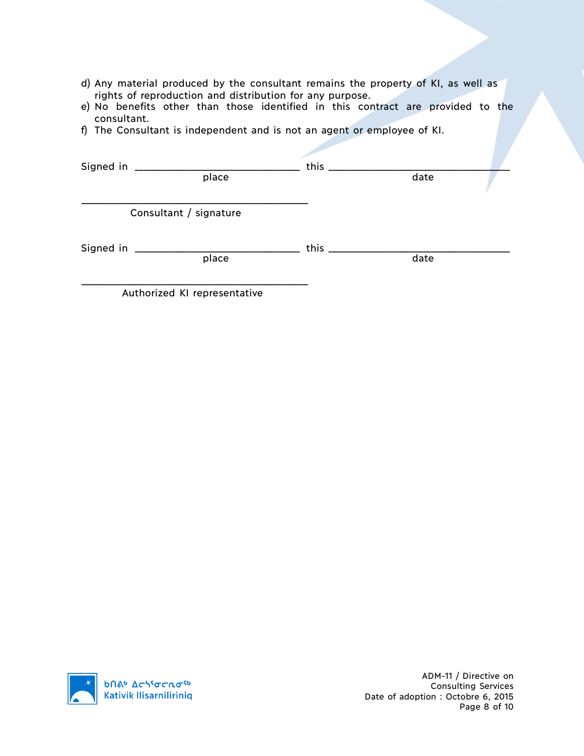d) Any material produced by the consultant remains the property of KI, as well as rights of reproduction and distribution for any purpose.
e) No benefits other than those identified in this contract are provided to the consultant.
f) The Consultant is independent and is not an agent or employee of KI.

Signed in ______________________________ this ________________________________
place date

________________________________________
Consultant / signature

Signed in ______________________________ this ________________________________
place date

________________________________________
Authorized KI representative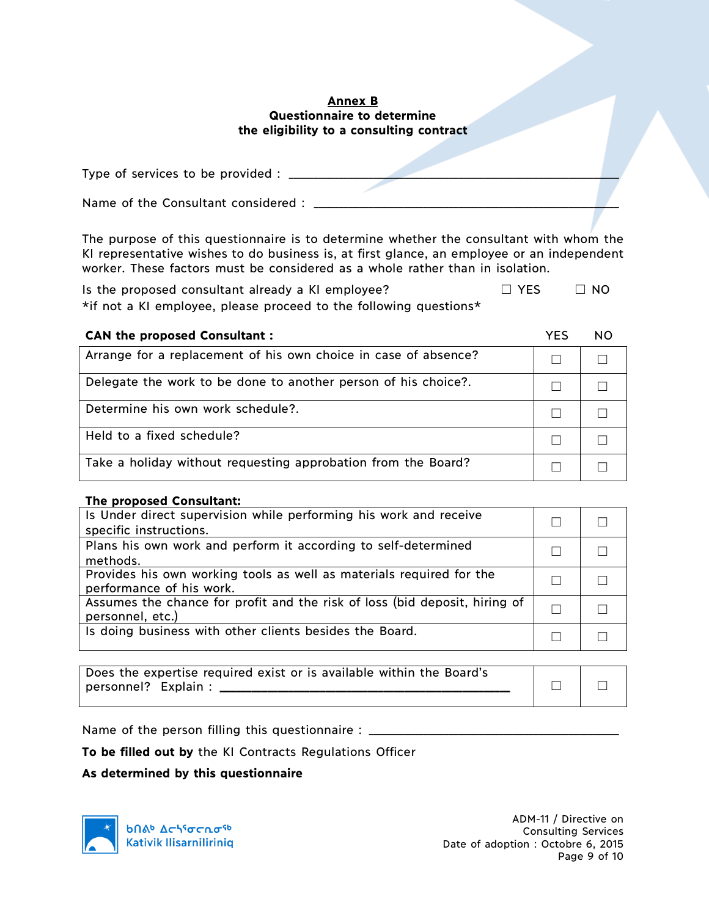**Annex B**

**Questionnaire to determine the eligibility to a consulting contract**

Type of services to be provided : ________________________________________________

Name of the Consultant considered : ____________________________________________

The purpose of this questionnaire is to determine whether the consultant with whom the KI representative wishes to do business is, at first glance, an employee or an independent worker. These factors must be considered as a whole rather than in isolation.

Is the proposed consultant already a KI employee? ☐ YES ☐ NO

*if not a KI employee, please proceed to the following questions*

| **CAN the proposed Consultant :** | YES | NO |
|---|---|---|
| Arrange for a replacement of his own choice in case of absence? | ☐ | ☐ |
| Delegate the work to be done to another person of his choice?. | ☐ | ☐ |
| Determine his own work schedule?. | ☐ | ☐ |
| Held to a fixed schedule? | ☐ | ☐ |
| Take a holiday without requesting approbation from the Board? | ☐ | ☐ |

| **The proposed Consultant:** | | |
|---|---|---|
| Is Under direct supervision while performing his work and receive specific instructions. | ☐ | ☐ |
| Plans his own work and perform it according to self-determined methods. | ☐ | ☐ |
| Provides his own working tools as well as materials required for the performance of his work. | ☐ | ☐ |
| Assumes the chance for profit and the risk of loss (bid deposit, hiring of personnel, etc.) | ☐ | ☐ |
| Is doing business with other clients besides the Board. | ☐ | ☐ |

| | | |
|---|---|---|
| Does the expertise required exist or is available within the Board's personnel? Explain : ________________________________ | ☐ | ☐ |

Name of the person filling this questionnaire : ______________________________

**To be filled out by** the KI Contracts Regulations Officer

**As determined by this questionnaire**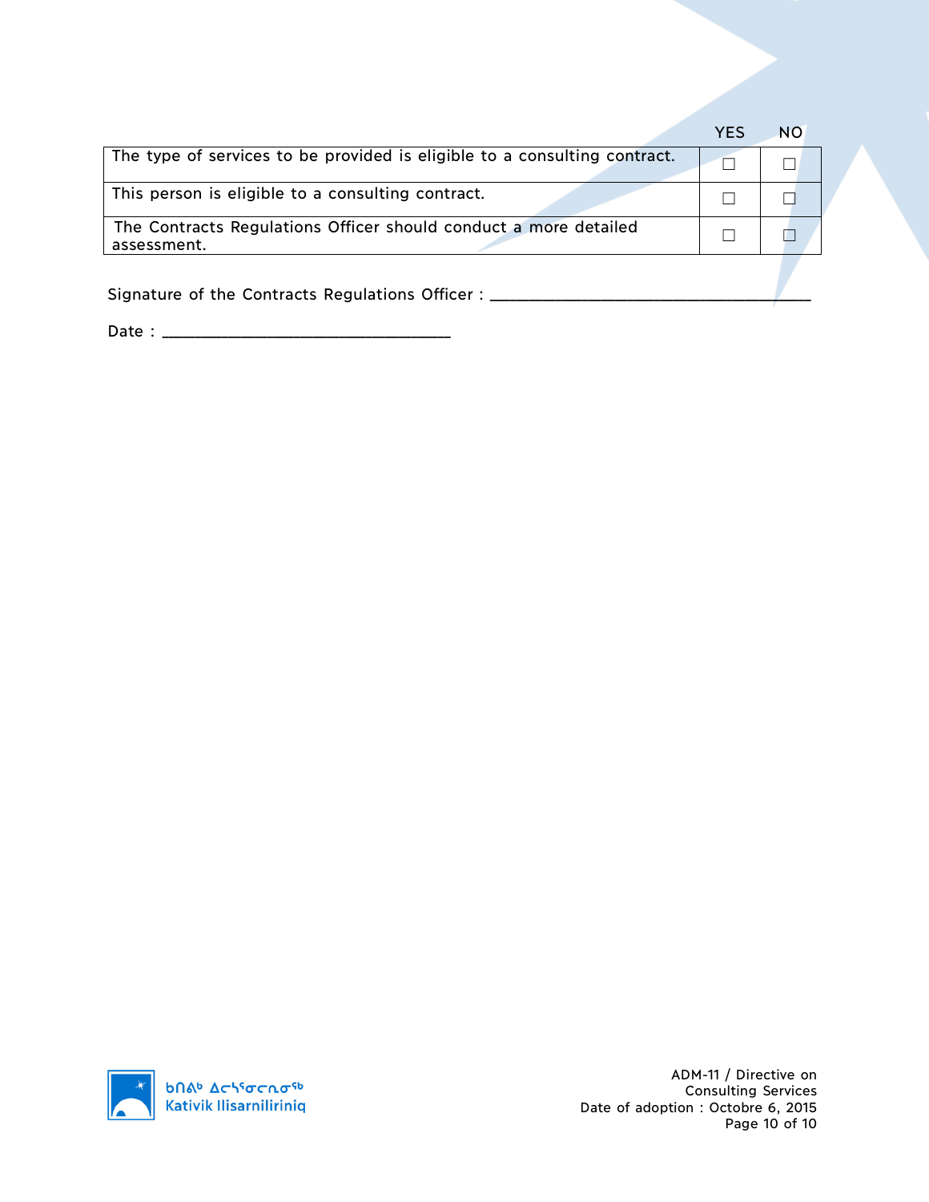| | YES | NO |
|---|---|---|
| The type of services to be provided is eligible to a consulting contract. | ☐ | ☐ |
| This person is eligible to a consulting contract. | ☐ | ☐ |
| The Contracts Regulations Officer should conduct a more detailed assessment. | ☐ | ☐ |

Signature of the Contracts Regulations Officer : ___________________________________

Date : ________________________________